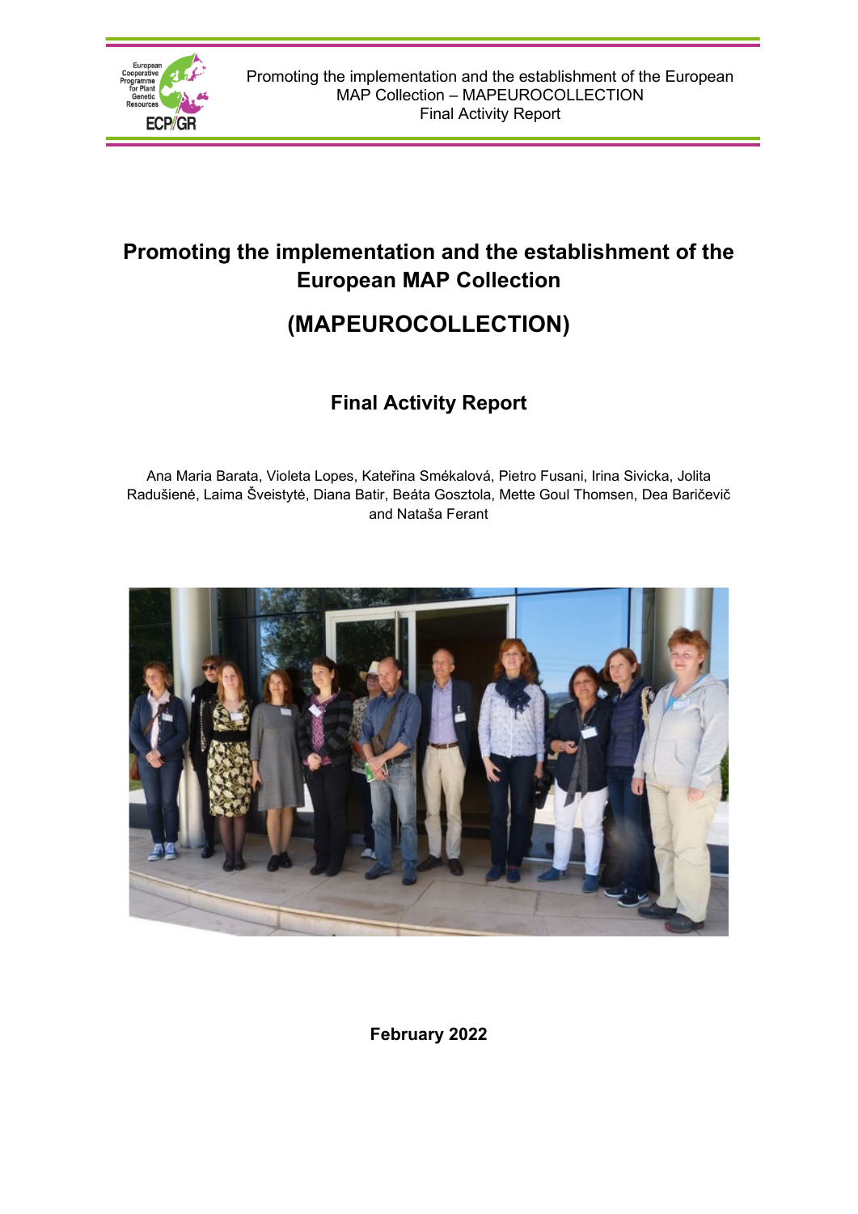# Promoting the implementation and the establishment of the European MAP Collection

# (MAPEUROCOLLECTION)

## Final Activity Report

Ana Maria Barata, Violeta Lopes, Kateřina Smékalová, Pietro Fusani, Irina Sivicka, Jolita Radušienė, Laima Šveistytė, Diana Batir, Beáta Gosztola, Mette Goul Thomsen, Dea Baričevič and Nataša Ferant

**February 2022**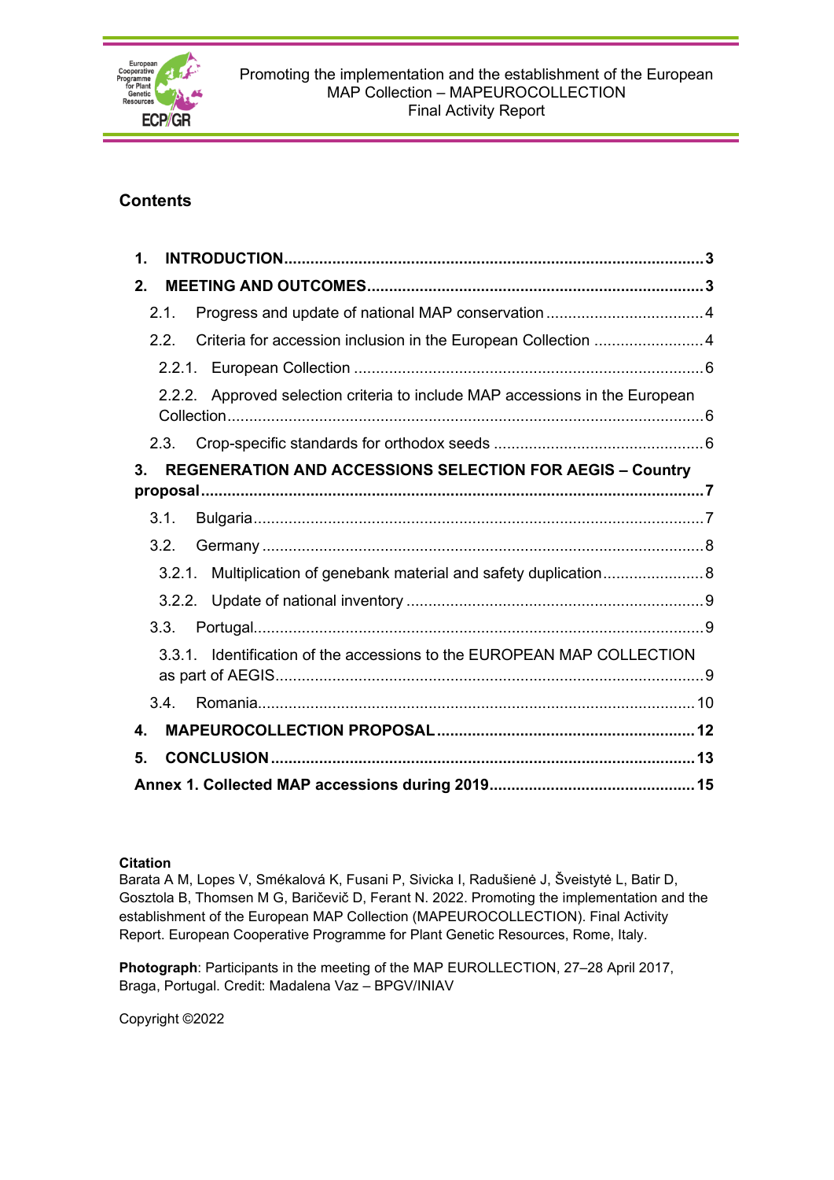## Contents

1. **INTRODUCTION** ........ 3
2. **MEETING AND OUTCOMES** ........ 3
   - 2.1. Progress and update of national MAP conservation ........ 4
   - 2.2. Criteria for accession inclusion in the European Collection ........ 4
     - 2.2.1. European Collection ........ 6
     - 2.2.2. Approved selection criteria to include MAP accessions in the European Collection ........ 6
   - 2.3. Crop-specific standards for orthodox seeds ........ 6
3. **REGENERATION AND ACCESSIONS SELECTION FOR AEGIS – Country proposal** ........ 7
   - 3.1. Bulgaria ........ 7
   - 3.2. Germany ........ 8
     - 3.2.1. Multiplication of genebank material and safety duplication ........ 8
     - 3.2.2. Update of national inventory ........ 9
   - 3.3. Portugal ........ 9
     - 3.3.1. Identification of the accessions to the EUROPEAN MAP COLLECTION as part of AEGIS ........ 9
   - 3.4. Romania ........ 10
4. **MAPEUROCOLLECTION PROPOSAL** ........ 12
5. **CONCLUSION** ........ 13

**Annex 1. Collected MAP accessions during 2019** ........ 15

**Citation**
Barata A M, Lopes V, Smékalová K, Fusani P, Sivicka I, Radušienė J, Šveistytė L, Batir D, Gosztola B, Thomsen M G, Baričevič D, Ferant N. 2022. Promoting the implementation and the establishment of the European MAP Collection (MAPEUROCOLLECTION). Final Activity Report. European Cooperative Programme for Plant Genetic Resources, Rome, Italy.

**Photograph**: Participants in the meeting of the MAP EUROLLECTION, 27–28 April 2017, Braga, Portugal. Credit: Madalena Vaz – BPGV/INIAV

Copyright ©2022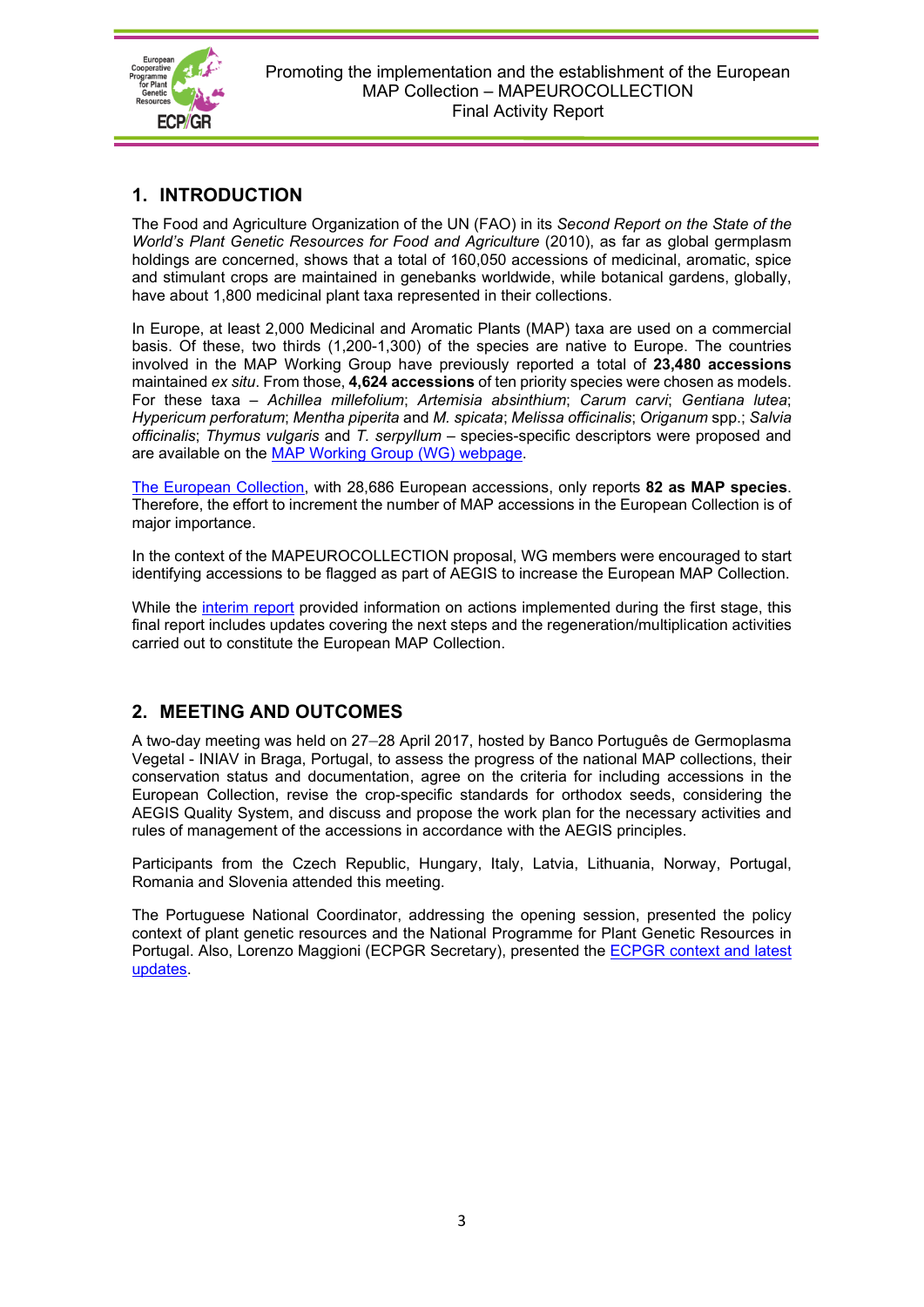## 1. INTRODUCTION

The Food and Agriculture Organization of the UN (FAO) in its *Second Report on the State of the World's Plant Genetic Resources for Food and Agriculture* (2010), as far as global germplasm holdings are concerned, shows that a total of 160,050 accessions of medicinal, aromatic, spice and stimulant crops are maintained in genebanks worldwide, while botanical gardens, globally, have about 1,800 medicinal plant taxa represented in their collections.

In Europe, at least 2,000 Medicinal and Aromatic Plants (MAP) taxa are used on a commercial basis. Of these, two thirds (1,200-1,300) of the species are native to Europe. The countries involved in the MAP Working Group have previously reported a total of **23,480 accessions** maintained *ex situ*. From those, **4,624 accessions** of ten priority species were chosen as models. For these taxa – *Achillea millefolium*; *Artemisia absinthium*; *Carum carvi*; *Gentiana lutea*; *Hypericum perforatum*; *Mentha piperita* and *M. spicata*; *Melissa officinalis*; *Origanum* spp.; *Salvia officinalis*; *Thymus vulgaris* and *T. serpyllum* – species-specific descriptors were proposed and are available on the MAP Working Group (WG) webpage.

The European Collection, with 28,686 European accessions, only reports **82 as MAP species**. Therefore, the effort to increment the number of MAP accessions in the European Collection is of major importance.

In the context of the MAPEUROCOLLECTION proposal, WG members were encouraged to start identifying accessions to be flagged as part of AEGIS to increase the European MAP Collection.

While the interim report provided information on actions implemented during the first stage, this final report includes updates covering the next steps and the regeneration/multiplication activities carried out to constitute the European MAP Collection.

## 2. MEETING AND OUTCOMES

A two-day meeting was held on 27–28 April 2017, hosted by Banco Português de Germoplasma Vegetal - INIAV in Braga, Portugal, to assess the progress of the national MAP collections, their conservation status and documentation, agree on the criteria for including accessions in the European Collection, revise the crop-specific standards for orthodox seeds, considering the AEGIS Quality System, and discuss and propose the work plan for the necessary activities and rules of management of the accessions in accordance with the AEGIS principles.

Participants from the Czech Republic, Hungary, Italy, Latvia, Lithuania, Norway, Portugal, Romania and Slovenia attended this meeting.

The Portuguese National Coordinator, addressing the opening session, presented the policy context of plant genetic resources and the National Programme for Plant Genetic Resources in Portugal. Also, Lorenzo Maggioni (ECPGR Secretary), presented the ECPGR context and latest updates.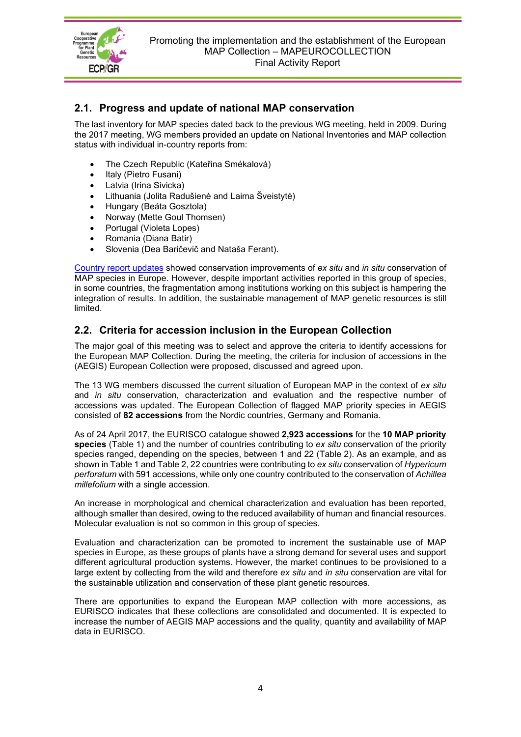## 2.1. Progress and update of national MAP conservation

The last inventory for MAP species dated back to the previous WG meeting, held in 2009. During the 2017 meeting, WG members provided an update on National Inventories and MAP collection status with individual in-country reports from:

- The Czech Republic (Kateřina Smékalová)
- Italy (Pietro Fusani)
- Latvia (Irina Sivicka)
- Lithuania (Jolita Radušienė and Laima Šveistytė)
- Hungary (Beáta Gosztola)
- Norway (Mette Goul Thomsen)
- Portugal (Violeta Lopes)
- Romania (Diana Batir)
- Slovenia (Dea Baričevič and Nataša Ferant).

Country report updates showed conservation improvements of *ex situ* and *in situ* conservation of MAP species in Europe. However, despite important activities reported in this group of species, in some countries, the fragmentation among institutions working on this subject is hampering the integration of results. In addition, the sustainable management of MAP genetic resources is still limited.

## 2.2. Criteria for accession inclusion in the European Collection

The major goal of this meeting was to select and approve the criteria to identify accessions for the European MAP Collection. During the meeting, the criteria for inclusion of accessions in the (AEGIS) European Collection were proposed, discussed and agreed upon.

The 13 WG members discussed the current situation of European MAP in the context of *ex situ* and *in situ* conservation, characterization and evaluation and the respective number of accessions was updated. The European Collection of flagged MAP priority species in AEGIS consisted of **82 accessions** from the Nordic countries, Germany and Romania.

As of 24 April 2017, the EURISCO catalogue showed **2,923 accessions** for the **10 MAP priority species** (Table 1) and the number of countries contributing to *ex situ* conservation of the priority species ranged, depending on the species, between 1 and 22 (Table 2). As an example, and as shown in Table 1 and Table 2, 22 countries were contributing to *ex situ* conservation of *Hypericum perforatum* with 591 accessions, while only one country contributed to the conservation of *Achillea millefolium* with a single accession.

An increase in morphological and chemical characterization and evaluation has been reported, although smaller than desired, owing to the reduced availability of human and financial resources. Molecular evaluation is not so common in this group of species.

Evaluation and characterization can be promoted to increment the sustainable use of MAP species in Europe, as these groups of plants have a strong demand for several uses and support different agricultural production systems. However, the market continues to be provisioned to a large extent by collecting from the wild and therefore *ex situ* and *in situ* conservation are vital for the sustainable utilization and conservation of these plant genetic resources.

There are opportunities to expand the European MAP collection with more accessions, as EURISCO indicates that these collections are consolidated and documented. It is expected to increase the number of AEGIS MAP accessions and the quality, quantity and availability of MAP data in EURISCO.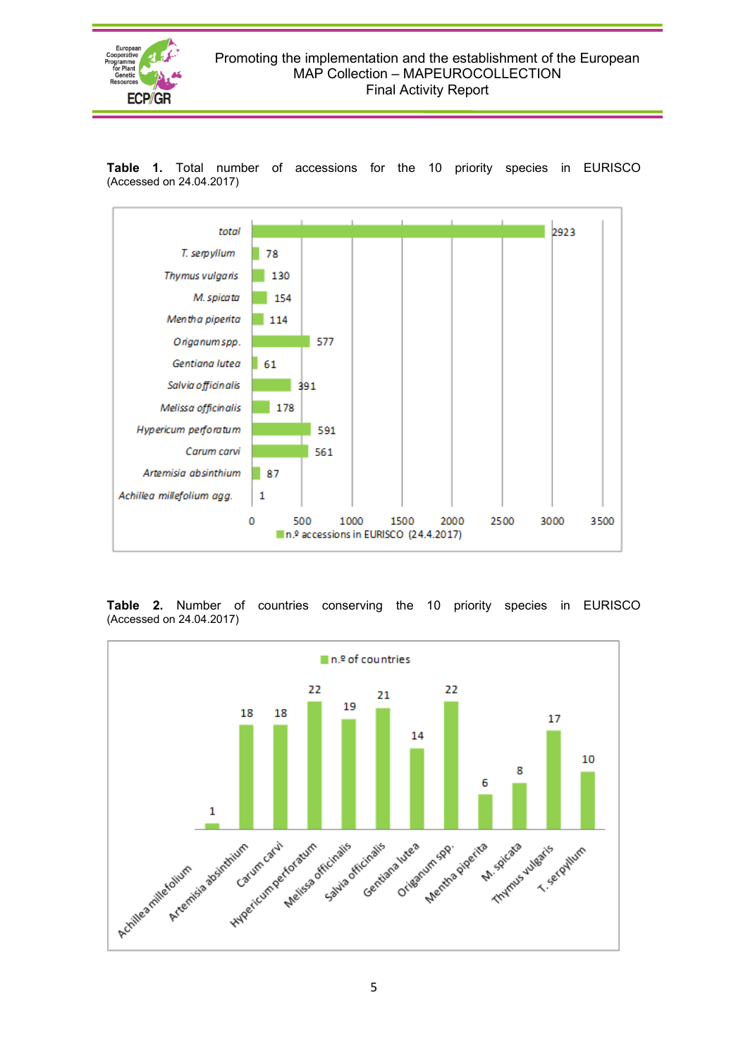**Table 1.** Total number of accessions for the 10 priority species in EURISCO (Accessed on 24.04.2017)

| Species | n.º accessions in EURISCO (24.4.2017) |
|---|---|
| total | 2923 |
| *T. serpyllum* | 78 |
| *Thymus vulgaris* | 130 |
| *M. spicata* | 154 |
| *Mentha piperita* | 114 |
| *Origanum spp.* | 577 |
| *Gentiana lutea* | 61 |
| *Salvia officinalis* | 391 |
| *Melissa officinalis* | 178 |
| *Hypericum perforatum* | 591 |
| *Carum carvi* | 561 |
| *Artemisia absinthium* | 87 |
| *Achillea millefolium agg.* | 1 |

**Table 2.** Number of countries conserving the 10 priority species in EURISCO (Accessed on 24.04.2017)

| Species | n.º of countries |
|---|---|
| Achillea millefolium | 1 |
| Artemisia absinthium | 18 |
| Carum carvi | 18 |
| Hypericum perforatum | 22 |
| Melissa officinalis | 19 |
| Salvia officinalis | 21 |
| Gentiana lutea | 14 |
| Origanum spp. | 22 |
| Mentha piperita | 6 |
| M. spicata | 8 |
| Thymus vulgaris | 17 |
| T. serpyllum | 10 |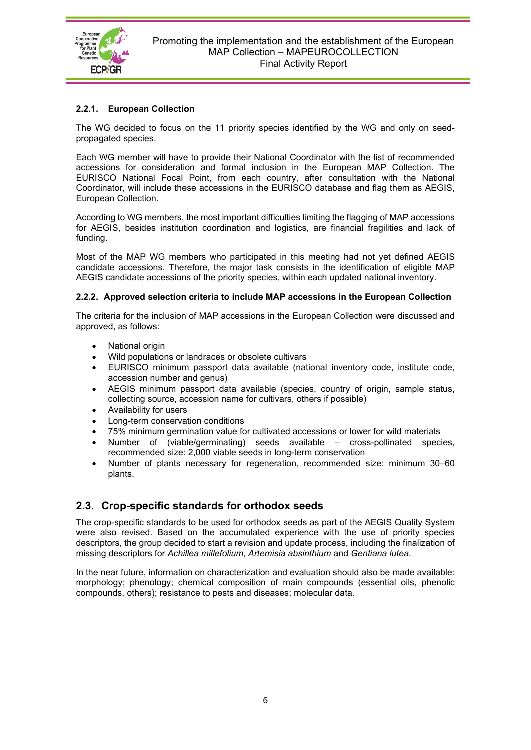### 2.2.1. European Collection

The WG decided to focus on the 11 priority species identified by the WG and only on seed-propagated species.

Each WG member will have to provide their National Coordinator with the list of recommended accessions for consideration and formal inclusion in the European MAP Collection. The EURISCO National Focal Point, from each country, after consultation with the National Coordinator, will include these accessions in the EURISCO database and flag them as AEGIS, European Collection.

According to WG members, the most important difficulties limiting the flagging of MAP accessions for AEGIS, besides institution coordination and logistics, are financial fragilities and lack of funding.

Most of the MAP WG members who participated in this meeting had not yet defined AEGIS candidate accessions. Therefore, the major task consists in the identification of eligible MAP AEGIS candidate accessions of the priority species, within each updated national inventory.

### 2.2.2. Approved selection criteria to include MAP accessions in the European Collection

The criteria for the inclusion of MAP accessions in the European Collection were discussed and approved, as follows:

- National origin
- Wild populations or landraces or obsolete cultivars
- EURISCO minimum passport data available (national inventory code, institute code, accession number and genus)
- AEGIS minimum passport data available (species, country of origin, sample status, collecting source, accession name for cultivars, others if possible)
- Availability for users
- Long-term conservation conditions
- 75% minimum germination value for cultivated accessions or lower for wild materials
- Number of (viable/germinating) seeds available – cross-pollinated species, recommended size: 2,000 viable seeds in long-term conservation
- Number of plants necessary for regeneration, recommended size: minimum 30–60 plants.

## 2.3. Crop-specific standards for orthodox seeds

The crop-specific standards to be used for orthodox seeds as part of the AEGIS Quality System were also revised. Based on the accumulated experience with the use of priority species descriptors, the group decided to start a revision and update process, including the finalization of missing descriptors for *Achillea millefolium*, *Artemisia absinthium* and *Gentiana lutea*.

In the near future, information on characterization and evaluation should also be made available: morphology; phenology; chemical composition of main compounds (essential oils, phenolic compounds, others); resistance to pests and diseases; molecular data.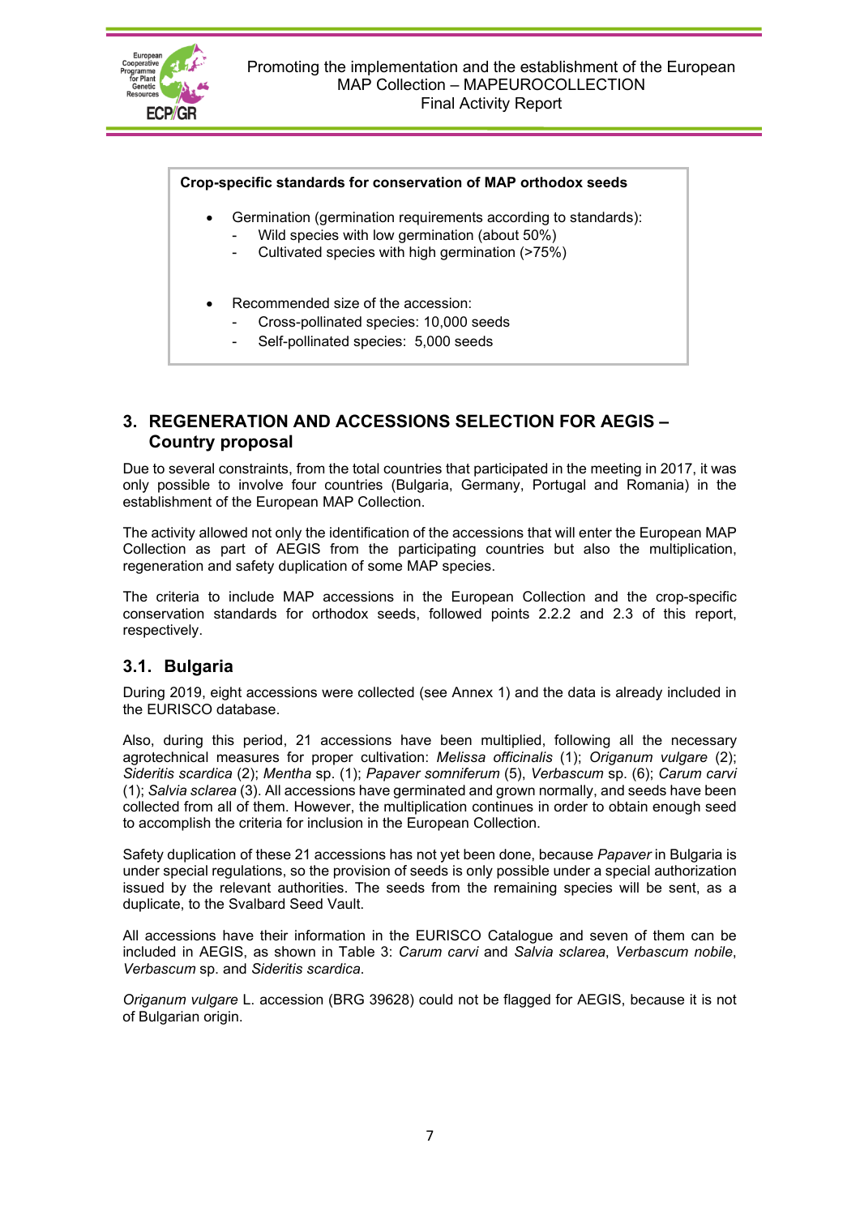**Crop-specific standards for conservation of MAP orthodox seeds**

- Germination (germination requirements according to standards):
  - Wild species with low germination (about 50%)
  - Cultivated species with high germination (>75%)

- Recommended size of the accession:
  - Cross-pollinated species: 10,000 seeds
  - Self-pollinated species: 5,000 seeds

## 3. REGENERATION AND ACCESSIONS SELECTION FOR AEGIS – Country proposal

Due to several constraints, from the total countries that participated in the meeting in 2017, it was only possible to involve four countries (Bulgaria, Germany, Portugal and Romania) in the establishment of the European MAP Collection.

The activity allowed not only the identification of the accessions that will enter the European MAP Collection as part of AEGIS from the participating countries but also the multiplication, regeneration and safety duplication of some MAP species.

The criteria to include MAP accessions in the European Collection and the crop-specific conservation standards for orthodox seeds, followed points 2.2.2 and 2.3 of this report, respectively.

### 3.1. Bulgaria

During 2019, eight accessions were collected (see Annex 1) and the data is already included in the EURISCO database.

Also, during this period, 21 accessions have been multiplied, following all the necessary agrotechnical measures for proper cultivation: *Melissa officinalis* (1); *Origanum vulgare* (2); *Sideritis scardica* (2); *Mentha* sp. (1); *Papaver somniferum* (5), *Verbascum* sp. (6); *Carum carvi* (1); *Salvia sclarea* (3). All accessions have germinated and grown normally, and seeds have been collected from all of them. However, the multiplication continues in order to obtain enough seed to accomplish the criteria for inclusion in the European Collection.

Safety duplication of these 21 accessions has not yet been done, because *Papaver* in Bulgaria is under special regulations, so the provision of seeds is only possible under a special authorization issued by the relevant authorities. The seeds from the remaining species will be sent, as a duplicate, to the Svalbard Seed Vault.

All accessions have their information in the EURISCO Catalogue and seven of them can be included in AEGIS, as shown in Table 3: *Carum carvi* and *Salvia sclarea*, *Verbascum nobile*, *Verbascum* sp. and *Sideritis scardica*.

*Origanum vulgare* L. accession (BRG 39628) could not be flagged for AEGIS, because it is not of Bulgarian origin.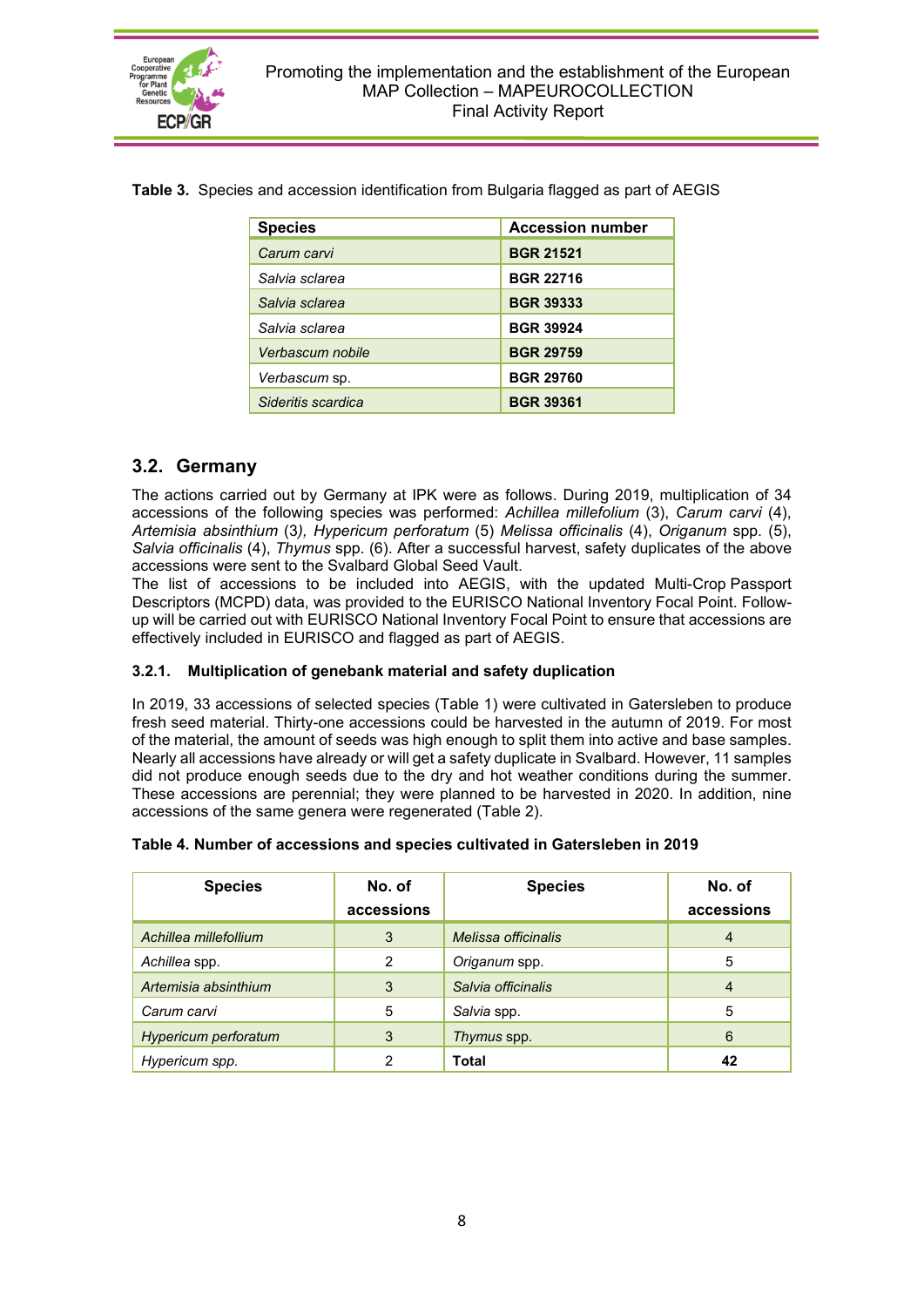**Table 3.** Species and accession identification from Bulgaria flagged as part of AEGIS

| Species | Accession number |
|---|---|
| *Carum carvi* | **BGR 21521** |
| *Salvia sclarea* | **BGR 22716** |
| *Salvia sclarea* | **BGR 39333** |
| *Salvia sclarea* | **BGR 39924** |
| *Verbascum nobile* | **BGR 29759** |
| *Verbascum* sp. | **BGR 29760** |
| *Sideritis scardica* | **BGR 39361** |

## 3.2. Germany

The actions carried out by Germany at IPK were as follows. During 2019, multiplication of 34 accessions of the following species was performed: *Achillea millefolium* (3), *Carum carvi* (4), *Artemisia absinthium* (3*), Hypericum perforatum* (5) *Melissa officinalis* (4), *Origanum* spp. (5), *Salvia officinalis* (4), *Thymus* spp. (6). After a successful harvest, safety duplicates of the above accessions were sent to the Svalbard Global Seed Vault.
The list of accessions to be included into AEGIS, with the updated Multi-Crop Passport Descriptors (MCPD) data, was provided to the EURISCO National Inventory Focal Point. Follow-up will be carried out with EURISCO National Inventory Focal Point to ensure that accessions are effectively included in EURISCO and flagged as part of AEGIS.

### 3.2.1. Multiplication of genebank material and safety duplication

In 2019, 33 accessions of selected species (Table 1) were cultivated in Gatersleben to produce fresh seed material. Thirty-one accessions could be harvested in the autumn of 2019. For most of the material, the amount of seeds was high enough to split them into active and base samples. Nearly all accessions have already or will get a safety duplicate in Svalbard. However, 11 samples did not produce enough seeds due to the dry and hot weather conditions during the summer. These accessions are perennial; they were planned to be harvested in 2020. In addition, nine accessions of the same genera were regenerated (Table 2).

**Table 4. Number of accessions and species cultivated in Gatersleben in 2019**

| Species | No. of accessions | Species | No. of accessions |
|---|---|---|---|
| *Achillea millefollium* | 3 | *Melissa officinalis* | 4 |
| *Achillea* spp. | 2 | *Origanum* spp. | 5 |
| *Artemisia absinthium* | 3 | *Salvia officinalis* | 4 |
| *Carum carvi* | 5 | *Salvia* spp. | 5 |
| *Hypericum perforatum* | 3 | *Thymus* spp. | 6 |
| *Hypericum spp.* | 2 | **Total** | **42** |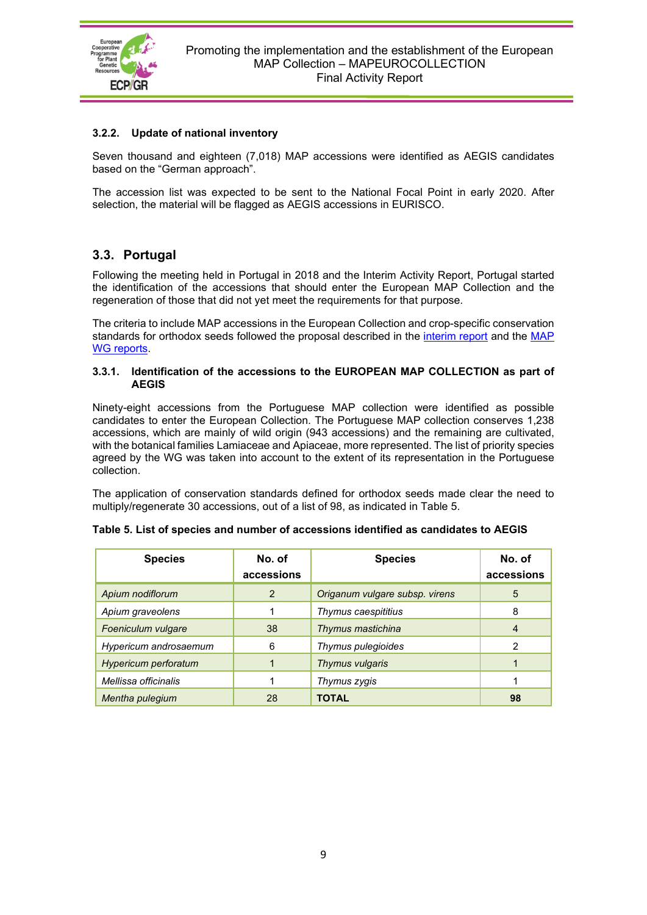### 3.2.2. Update of national inventory

Seven thousand and eighteen (7,018) MAP accessions were identified as AEGIS candidates based on the "German approach".

The accession list was expected to be sent to the National Focal Point in early 2020. After selection, the material will be flagged as AEGIS accessions in EURISCO.

## 3.3. Portugal

Following the meeting held in Portugal in 2018 and the Interim Activity Report, Portugal started the identification of the accessions that should enter the European MAP Collection and the regeneration of those that did not yet meet the requirements for that purpose.

The criteria to include MAP accessions in the European Collection and crop-specific conservation standards for orthodox seeds followed the proposal described in the interim report and the MAP WG reports.

### 3.3.1. Identification of the accessions to the EUROPEAN MAP COLLECTION as part of AEGIS

Ninety-eight accessions from the Portuguese MAP collection were identified as possible candidates to enter the European Collection. The Portuguese MAP collection conserves 1,238 accessions, which are mainly of wild origin (943 accessions) and the remaining are cultivated, with the botanical families Lamiaceae and Apiaceae, more represented. The list of priority species agreed by the WG was taken into account to the extent of its representation in the Portuguese collection.

The application of conservation standards defined for orthodox seeds made clear the need to multiply/regenerate 30 accessions, out of a list of 98, as indicated in Table 5.

**Table 5. List of species and number of accessions identified as candidates to AEGIS**

| Species | No. of accessions | Species | No. of accessions |
|---|---|---|---|
| *Apium nodiflorum* | 2 | *Origanum vulgare subsp. virens* | 5 |
| *Apium graveolens* | 1 | *Thymus caespititius* | 8 |
| *Foeniculum vulgare* | 38 | *Thymus mastichina* | 4 |
| *Hypericum androsaemum* | 6 | *Thymus pulegioides* | 2 |
| *Hypericum perforatum* | 1 | *Thymus vulgaris* | 1 |
| *Mellissa officinalis* | 1 | *Thymus zygis* | 1 |
| *Mentha pulegium* | 28 | **TOTAL** | **98** |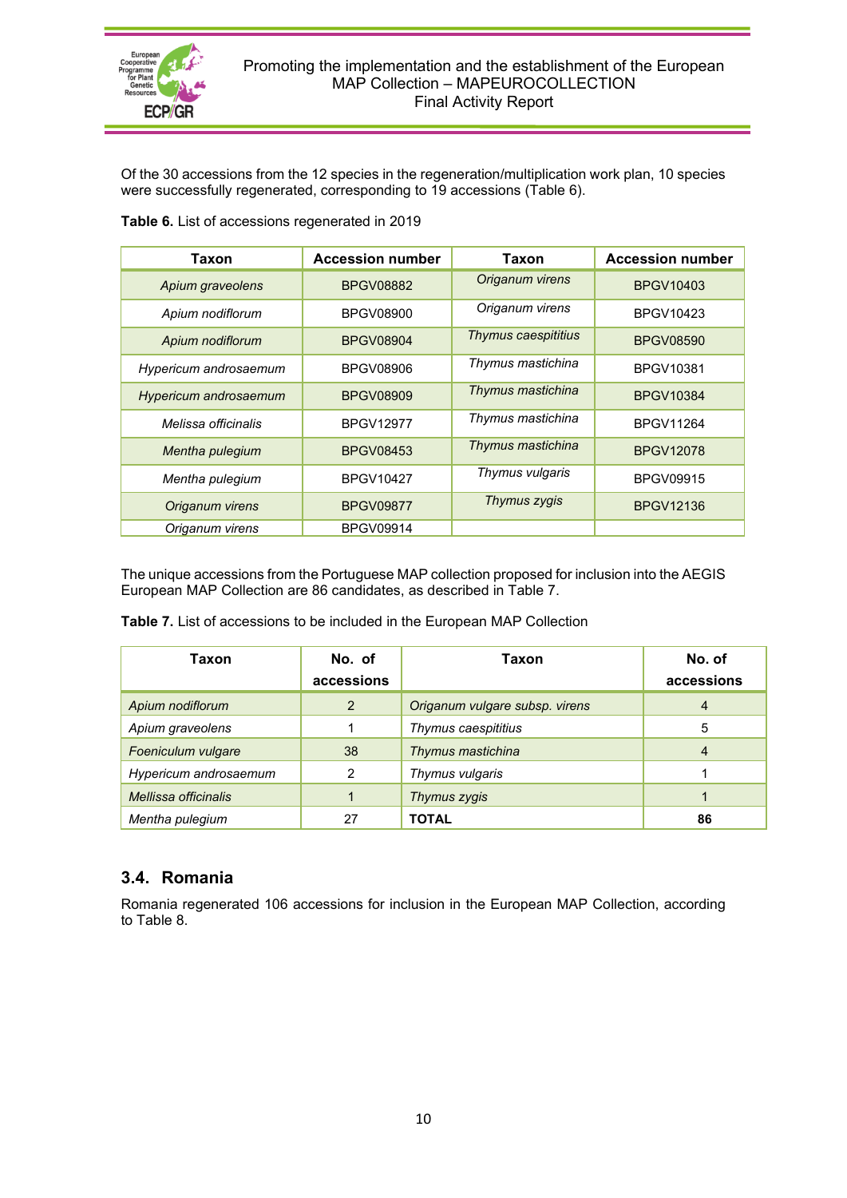Of the 30 accessions from the 12 species in the regeneration/multiplication work plan, 10 species were successfully regenerated, corresponding to 19 accessions (Table 6).

**Table 6.** List of accessions regenerated in 2019

| Taxon | Accession number | Taxon | Accession number |
|---|---|---|---|
| *Apium graveolens* | BPGV08882 | *Origanum virens* | BPGV10403 |
| *Apium nodiflorum* | BPGV08900 | *Origanum virens* | BPGV10423 |
| *Apium nodiflorum* | BPGV08904 | *Thymus caespititius* | BPGV08590 |
| *Hypericum androsaemum* | BPGV08906 | *Thymus mastichina* | BPGV10381 |
| *Hypericum androsaemum* | BPGV08909 | *Thymus mastichina* | BPGV10384 |
| *Melissa officinalis* | BPGV12977 | *Thymus mastichina* | BPGV11264 |
| *Mentha pulegium* | BPGV08453 | *Thymus mastichina* | BPGV12078 |
| *Mentha pulegium* | BPGV10427 | *Thymus vulgaris* | BPGV09915 |
| *Origanum virens* | BPGV09877 | *Thymus zygis* | BPGV12136 |
| *Origanum virens* | BPGV09914 | | |

The unique accessions from the Portuguese MAP collection proposed for inclusion into the AEGIS European MAP Collection are 86 candidates, as described in Table 7.

**Table 7.** List of accessions to be included in the European MAP Collection

| Taxon | No. of accessions | Taxon | No. of accessions |
|---|---|---|---|
| *Apium nodiflorum* | 2 | *Origanum vulgare subsp. virens* | 4 |
| *Apium graveolens* | 1 | *Thymus caespititius* | 5 |
| *Foeniculum vulgare* | 38 | *Thymus mastichina* | 4 |
| *Hypericum androsaemum* | 2 | *Thymus vulgaris* | 1 |
| *Mellissa officinalis* | 1 | *Thymus zygis* | 1 |
| *Mentha pulegium* | 27 | **TOTAL** | **86** |

## 3.4. Romania

Romania regenerated 106 accessions for inclusion in the European MAP Collection, according to Table 8.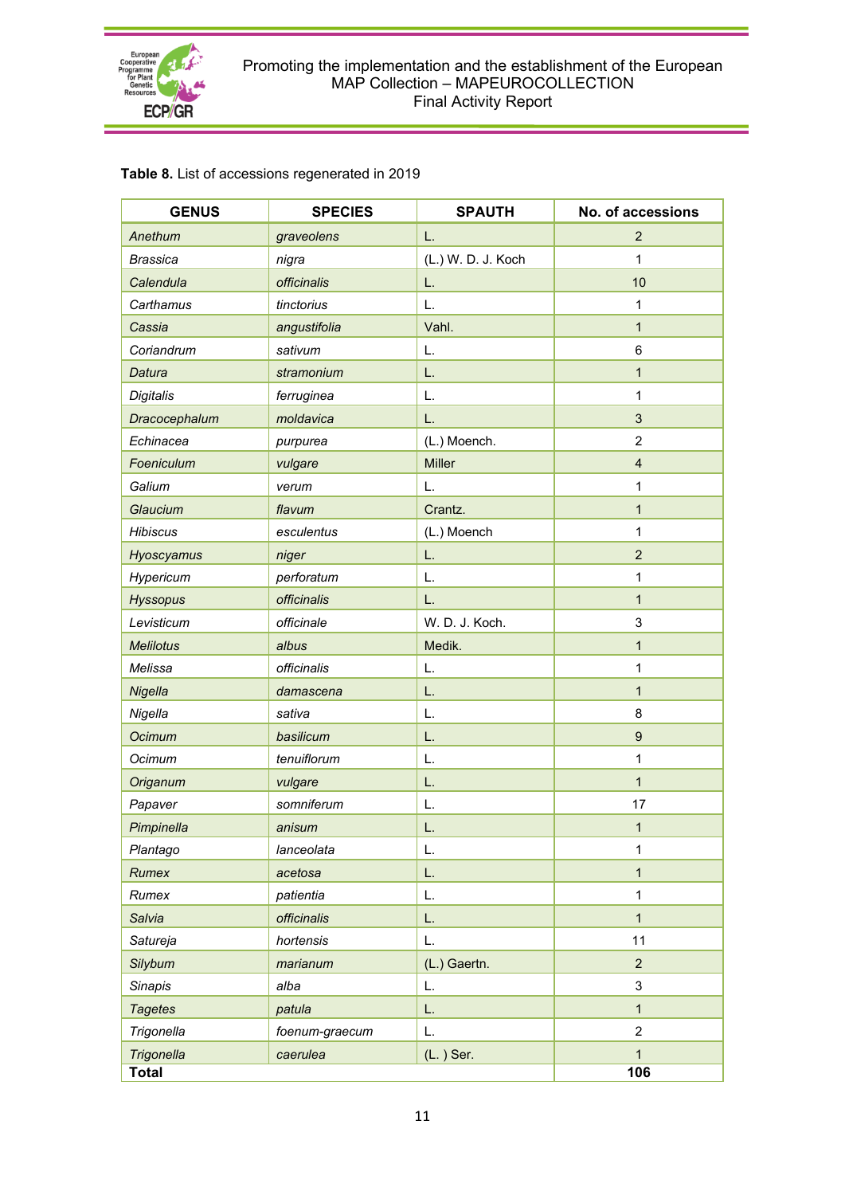**Table 8.** List of accessions regenerated in 2019

| GENUS | SPECIES | SPAUTH | No. of accessions |
|---|---|---|---|
| *Anethum* | *graveolens* | L. | 2 |
| *Brassica* | *nigra* | (L.) W. D. J. Koch | 1 |
| *Calendula* | *officinalis* | L. | 10 |
| *Carthamus* | *tinctorius* | L. | 1 |
| *Cassia* | *angustifolia* | Vahl. | 1 |
| *Coriandrum* | *sativum* | L. | 6 |
| *Datura* | *stramonium* | L. | 1 |
| *Digitalis* | *ferruginea* | L. | 1 |
| *Dracocephalum* | *moldavica* | L. | 3 |
| *Echinacea* | *purpurea* | (L.) Moench. | 2 |
| *Foeniculum* | *vulgare* | Miller | 4 |
| *Galium* | *verum* | L. | 1 |
| *Glaucium* | *flavum* | Crantz. | 1 |
| *Hibiscus* | *esculentus* | (L.) Moench | 1 |
| *Hyoscyamus* | *niger* | L. | 2 |
| *Hypericum* | *perforatum* | L. | 1 |
| *Hyssopus* | *officinalis* | L. | 1 |
| *Levisticum* | *officinale* | W. D. J. Koch. | 3 |
| *Melilotus* | *albus* | Medik. | 1 |
| *Melissa* | *officinalis* | L. | 1 |
| *Nigella* | *damascena* | L. | 1 |
| *Nigella* | *sativa* | L. | 8 |
| *Ocimum* | *basilicum* | L. | 9 |
| *Ocimum* | *tenuiflorum* | L. | 1 |
| *Origanum* | *vulgare* | L. | 1 |
| *Papaver* | *somniferum* | L. | 17 |
| *Pimpinella* | *anisum* | L. | 1 |
| *Plantago* | *lanceolata* | L. | 1 |
| *Rumex* | *acetosa* | L. | 1 |
| *Rumex* | *patientia* | L. | 1 |
| *Salvia* | *officinalis* | L. | 1 |
| *Satureja* | *hortensis* | L. | 11 |
| *Silybum* | *marianum* | (L.) Gaertn. | 2 |
| *Sinapis* | *alba* | L. | 3 |
| *Tagetes* | *patula* | L. | 1 |
| *Trigonella* | *foenum-graecum* | L. | 2 |
| *Trigonella* | *caerulea* | (L. ) Ser. | 1 |
| **Total** | | | **106** |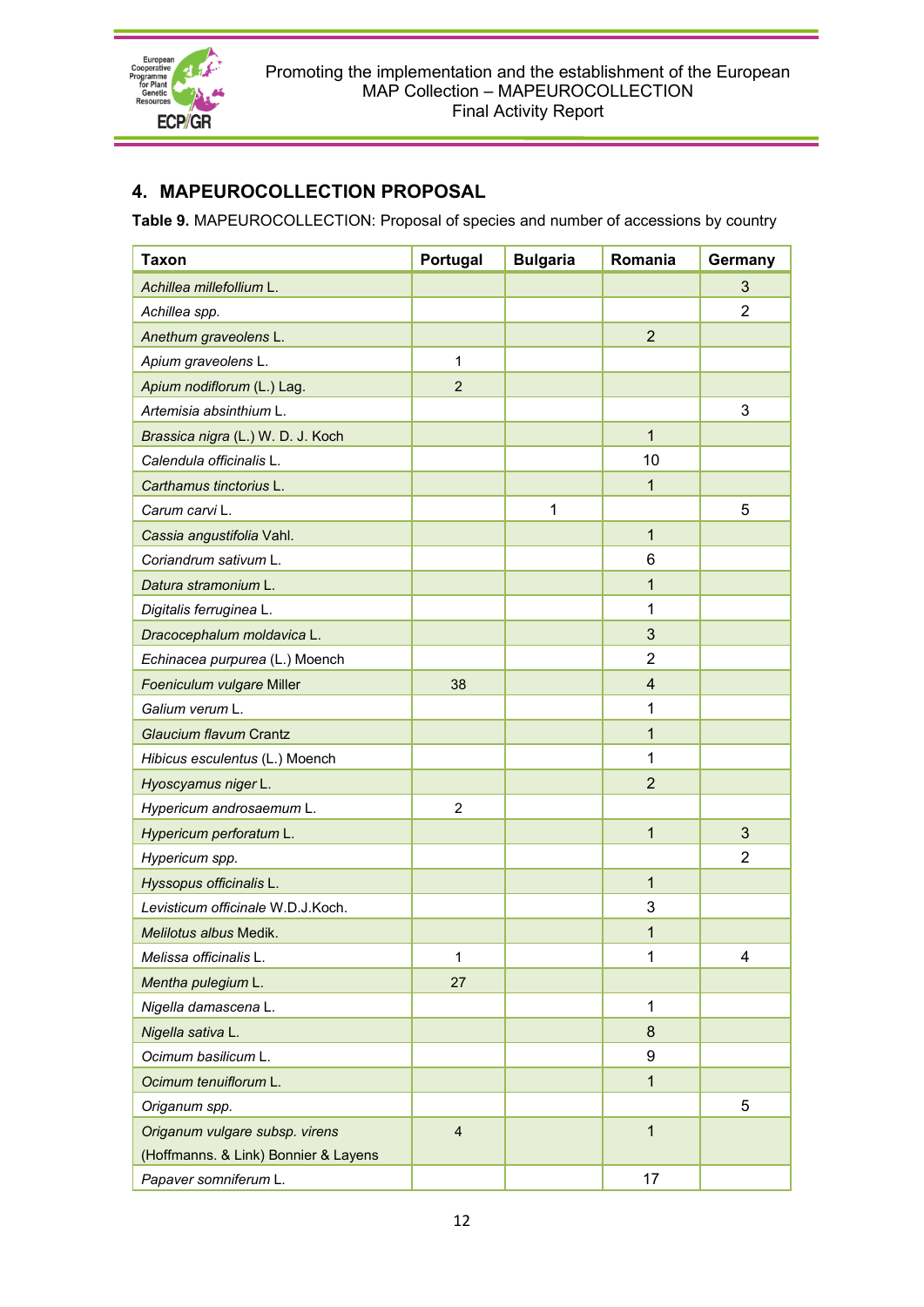## 4. MAPEUROCOLLECTION PROPOSAL

**Table 9.** MAPEUROCOLLECTION: Proposal of species and number of accessions by country

| Taxon | Portugal | Bulgaria | Romania | Germany |
|---|---|---|---|---|
| *Achillea millefollium* L. | | | | 3 |
| *Achillea spp.* | | | | 2 |
| *Anethum graveolens* L. | | | 2 | |
| *Apium graveolens* L. | 1 | | | |
| *Apium nodiflorum* (L.) Lag. | 2 | | | |
| *Artemisia absinthium* L. | | | | 3 |
| *Brassica nigra* (L.) W. D. J. Koch | | | 1 | |
| *Calendula officinalis* L. | | | 10 | |
| *Carthamus tinctorius* L. | | | 1 | |
| *Carum carvi* L. | | 1 | | 5 |
| *Cassia angustifolia* Vahl. | | | 1 | |
| *Coriandrum sativum* L. | | | 6 | |
| *Datura stramonium* L. | | | 1 | |
| *Digitalis ferruginea* L. | | | 1 | |
| *Dracocephalum moldavica* L. | | | 3 | |
| *Echinacea purpurea* (L.) Moench | | | 2 | |
| *Foeniculum vulgare* Miller | 38 | | 4 | |
| *Galium verum* L. | | | 1 | |
| *Glaucium flavum* Crantz | | | 1 | |
| *Hibicus esculentus* (L.) Moench | | | 1 | |
| *Hyoscyamus niger* L. | | | 2 | |
| *Hypericum androsaemum* L. | 2 | | | |
| *Hypericum perforatum* L. | | | 1 | 3 |
| *Hypericum spp.* | | | | 2 |
| *Hyssopus officinalis* L. | | | 1 | |
| *Levisticum officinale* W.D.J.Koch. | | | 3 | |
| *Melilotus albus* Medik. | | | 1 | |
| *Melissa officinalis* L. | 1 | | 1 | 4 |
| *Mentha pulegium* L. | 27 | | | |
| *Nigella damascena* L. | | | 1 | |
| *Nigella sativa* L. | | | 8 | |
| *Ocimum basilicum* L. | | | 9 | |
| *Ocimum tenuiflorum* L. | | | 1 | |
| *Origanum spp.* | | | | 5 |
| *Origanum vulgare subsp. virens* (Hoffmanns. & Link) Bonnier & Layens | 4 | | 1 | |
| *Papaver somniferum* L. | | | 17 | |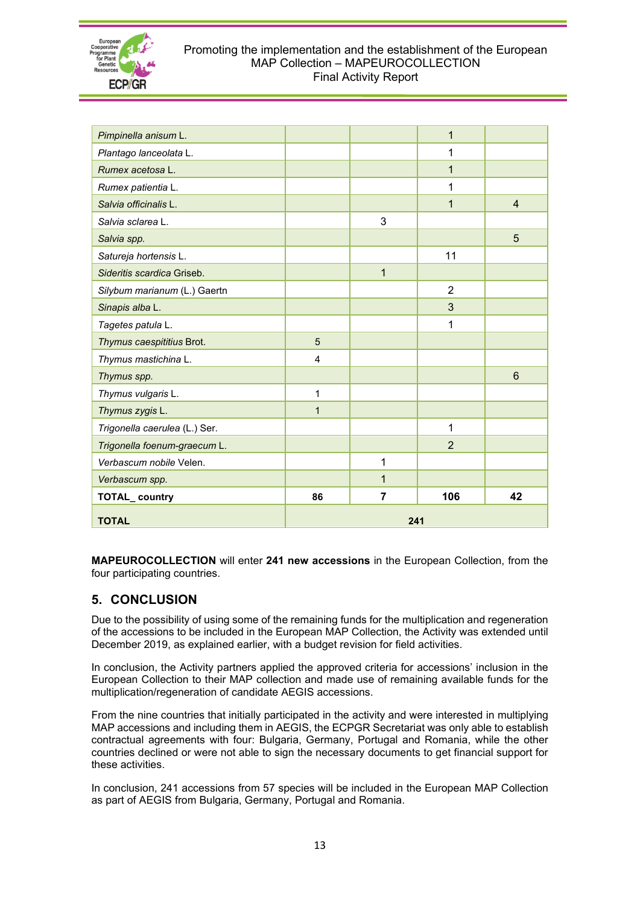| | | | | |
|---|---|---|---|---|
| *Pimpinella anisum* L. | | | 1 | |
| *Plantago lanceolata* L. | | | 1 | |
| *Rumex acetosa* L. | | | 1 | |
| *Rumex patientia* L. | | | 1 | |
| *Salvia officinalis* L. | | | 1 | 4 |
| *Salvia sclarea* L. | | 3 | | |
| *Salvia spp.* | | | | 5 |
| *Satureja hortensis* L. | | | 11 | |
| *Sideritis scardica* Griseb. | | 1 | | |
| *Silybum marianum* (L.) Gaertn | | | 2 | |
| *Sinapis alba* L. | | | 3 | |
| *Tagetes patula* L. | | | 1 | |
| *Thymus caespititius* Brot. | 5 | | | |
| *Thymus mastichina* L. | 4 | | | |
| *Thymus spp.* | | | | 6 |
| *Thymus vulgaris* L. | 1 | | | |
| *Thymus zygis* L. | 1 | | | |
| *Trigonella caerulea* (L.) Ser. | | | 1 | |
| *Trigonella foenum-graecum* L. | | | 2 | |
| *Verbascum nobile* Velen. | | 1 | | |
| *Verbascum spp.* | | 1 | | |
| **TOTAL_ country** | **86** | **7** | **106** | **42** |
| **TOTAL** | **241** | | | |

**MAPEUROCOLLECTION** will enter **241 new accessions** in the European Collection, from the four participating countries.

## 5. CONCLUSION

Due to the possibility of using some of the remaining funds for the multiplication and regeneration of the accessions to be included in the European MAP Collection, the Activity was extended until December 2019, as explained earlier, with a budget revision for field activities.

In conclusion, the Activity partners applied the approved criteria for accessions' inclusion in the European Collection to their MAP collection and made use of remaining available funds for the multiplication/regeneration of candidate AEGIS accessions.

From the nine countries that initially participated in the activity and were interested in multiplying MAP accessions and including them in AEGIS, the ECPGR Secretariat was only able to establish contractual agreements with four: Bulgaria, Germany, Portugal and Romania, while the other countries declined or were not able to sign the necessary documents to get financial support for these activities.

In conclusion, 241 accessions from 57 species will be included in the European MAP Collection as part of AEGIS from Bulgaria, Germany, Portugal and Romania.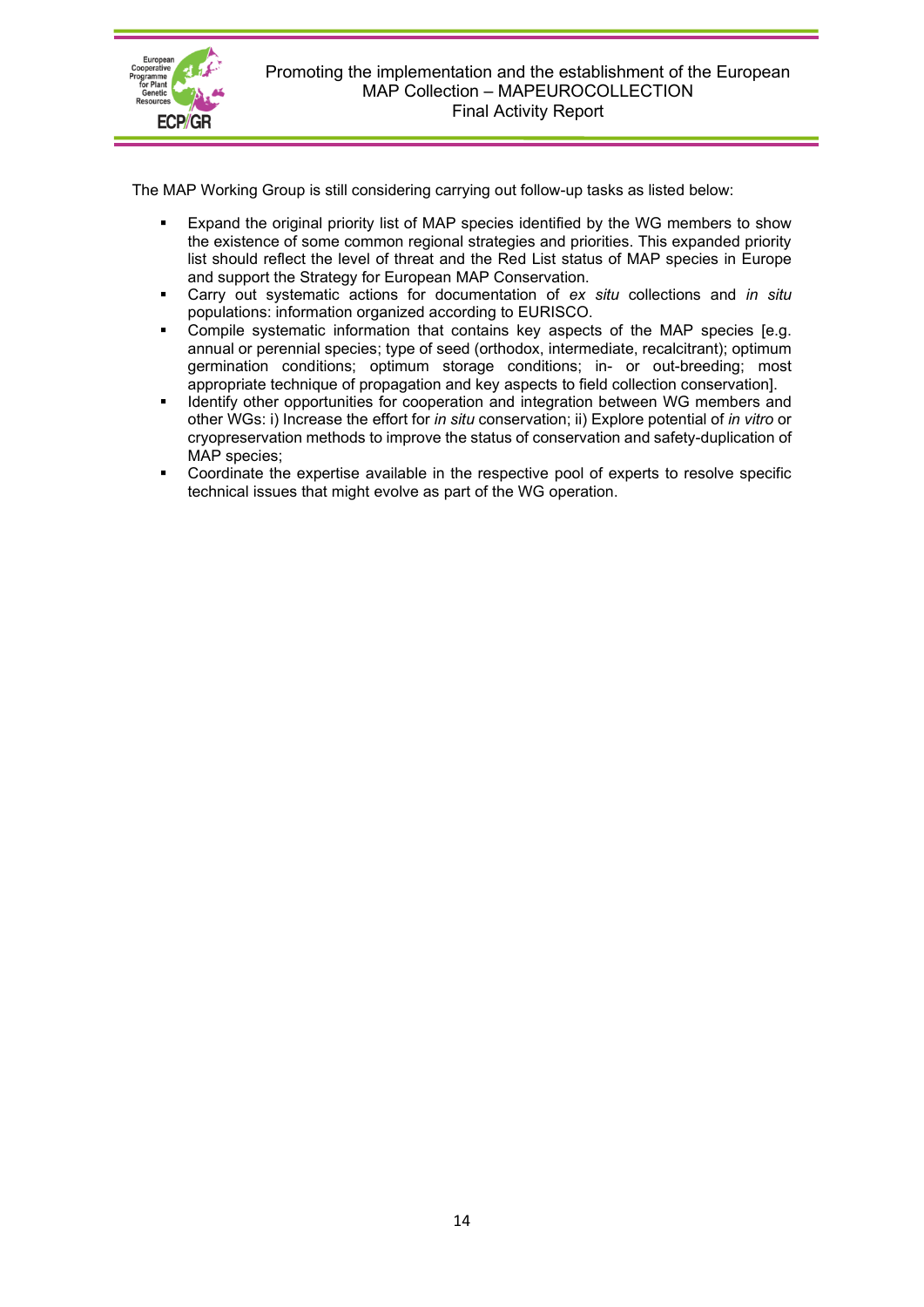The MAP Working Group is still considering carrying out follow-up tasks as listed below:

- Expand the original priority list of MAP species identified by the WG members to show the existence of some common regional strategies and priorities. This expanded priority list should reflect the level of threat and the Red List status of MAP species in Europe and support the Strategy for European MAP Conservation.
- Carry out systematic actions for documentation of *ex situ* collections and *in situ* populations: information organized according to EURISCO.
- Compile systematic information that contains key aspects of the MAP species [e.g. annual or perennial species; type of seed (orthodox, intermediate, recalcitrant); optimum germination conditions; optimum storage conditions; in- or out-breeding; most appropriate technique of propagation and key aspects to field collection conservation].
- Identify other opportunities for cooperation and integration between WG members and other WGs: i) Increase the effort for *in situ* conservation; ii) Explore potential of *in vitro* or cryopreservation methods to improve the status of conservation and safety-duplication of MAP species;
- Coordinate the expertise available in the respective pool of experts to resolve specific technical issues that might evolve as part of the WG operation.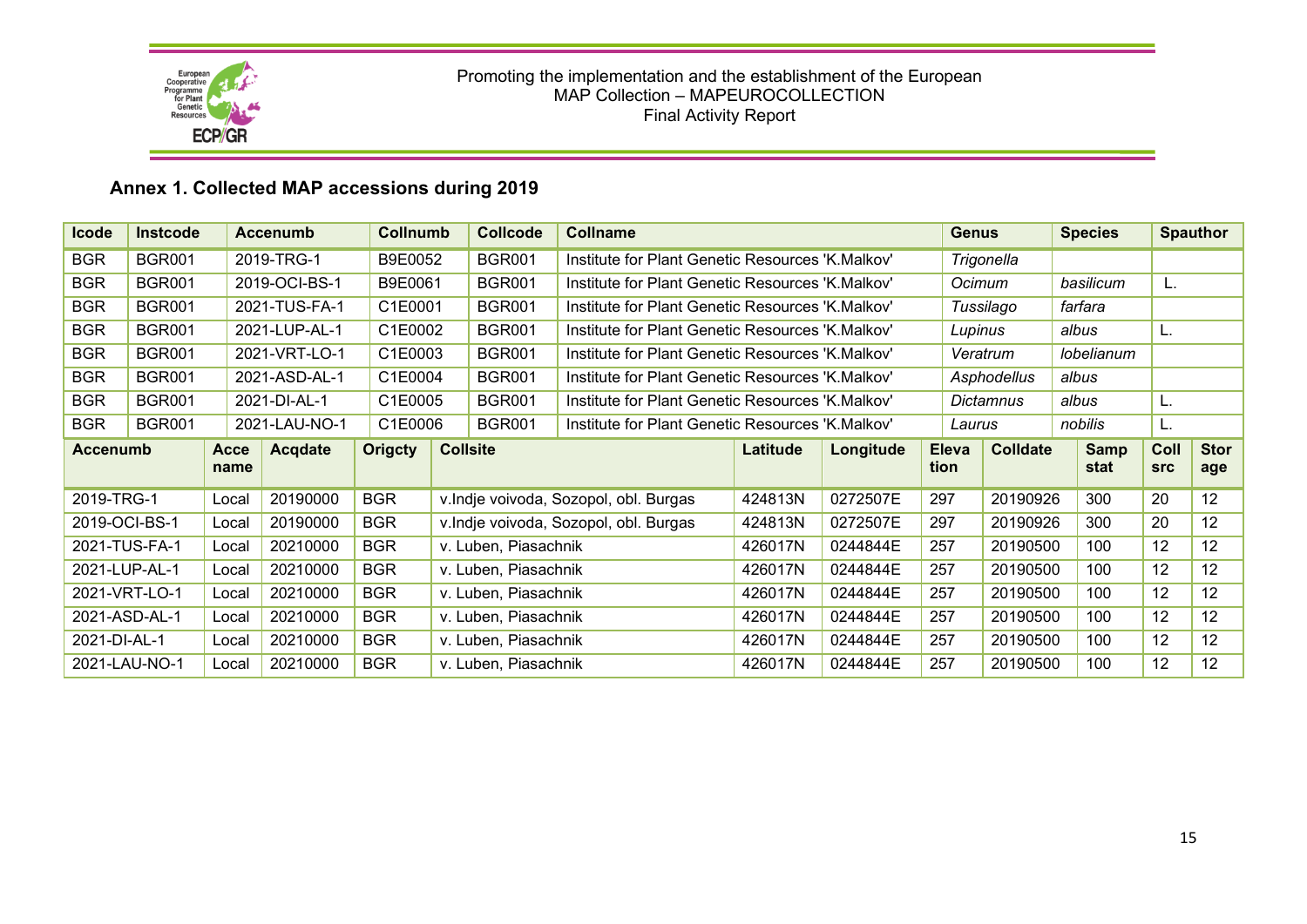## Annex 1. Collected MAP accessions during 2019

| Icode | Instcode | Accenumb | Collnumb | Collcode | Collname | Genus | Species | Spauthor |
|---|---|---|---|---|---|---|---|---|
| BGR | BGR001 | 2019-TRG-1 | B9E0052 | BGR001 | Institute for Plant Genetic Resources 'K.Malkov' | *Trigonella* | | |
| BGR | BGR001 | 2019-OCI-BS-1 | B9E0061 | BGR001 | Institute for Plant Genetic Resources 'K.Malkov' | *Ocimum* | *basilicum* | L. |
| BGR | BGR001 | 2021-TUS-FA-1 | C1E0001 | BGR001 | Institute for Plant Genetic Resources 'K.Malkov' | *Tussilago* | *farfara* | |
| BGR | BGR001 | 2021-LUP-AL-1 | C1E0002 | BGR001 | Institute for Plant Genetic Resources 'K.Malkov' | *Lupinus* | *albus* | L. |
| BGR | BGR001 | 2021-VRT-LO-1 | C1E0003 | BGR001 | Institute for Plant Genetic Resources 'K.Malkov' | *Veratrum* | *lobelianum* | |
| BGR | BGR001 | 2021-ASD-AL-1 | C1E0004 | BGR001 | Institute for Plant Genetic Resources 'K.Malkov' | *Asphodellus* | *albus* | |
| BGR | BGR001 | 2021-DI-AL-1 | C1E0005 | BGR001 | Institute for Plant Genetic Resources 'K.Malkov' | *Dictamnus* | *albus* | L. |
| BGR | BGR001 | 2021-LAU-NO-1 | C1E0006 | BGR001 | Institute for Plant Genetic Resources 'K.Malkov' | *Laurus* | *nobilis* | L. |

| Accenumb | Accename | Acqdate | Origcty | Collsite | Latitude | Longitude | Elevation | Colldate | Sampstat | Collsrc | Storage |
|---|---|---|---|---|---|---|---|---|---|---|---|
| 2019-TRG-1 | Local | 20190000 | BGR | v.Indje voivoda, Sozopol, obl. Burgas | 424813N | 0272507E | 297 | 20190926 | 300 | 20 | 12 |
| 2019-OCI-BS-1 | Local | 20190000 | BGR | v.Indje voivoda, Sozopol, obl. Burgas | 424813N | 0272507E | 297 | 20190926 | 300 | 20 | 12 |
| 2021-TUS-FA-1 | Local | 20210000 | BGR | v. Luben, Piasachnik | 426017N | 0244844E | 257 | 20190500 | 100 | 12 | 12 |
| 2021-LUP-AL-1 | Local | 20210000 | BGR | v. Luben, Piasachnik | 426017N | 0244844E | 257 | 20190500 | 100 | 12 | 12 |
| 2021-VRT-LO-1 | Local | 20210000 | BGR | v. Luben, Piasachnik | 426017N | 0244844E | 257 | 20190500 | 100 | 12 | 12 |
| 2021-ASD-AL-1 | Local | 20210000 | BGR | v. Luben, Piasachnik | 426017N | 0244844E | 257 | 20190500 | 100 | 12 | 12 |
| 2021-DI-AL-1 | Local | 20210000 | BGR | v. Luben, Piasachnik | 426017N | 0244844E | 257 | 20190500 | 100 | 12 | 12 |
| 2021-LAU-NO-1 | Local | 20210000 | BGR | v. Luben, Piasachnik | 426017N | 0244844E | 257 | 20190500 | 100 | 12 | 12 |